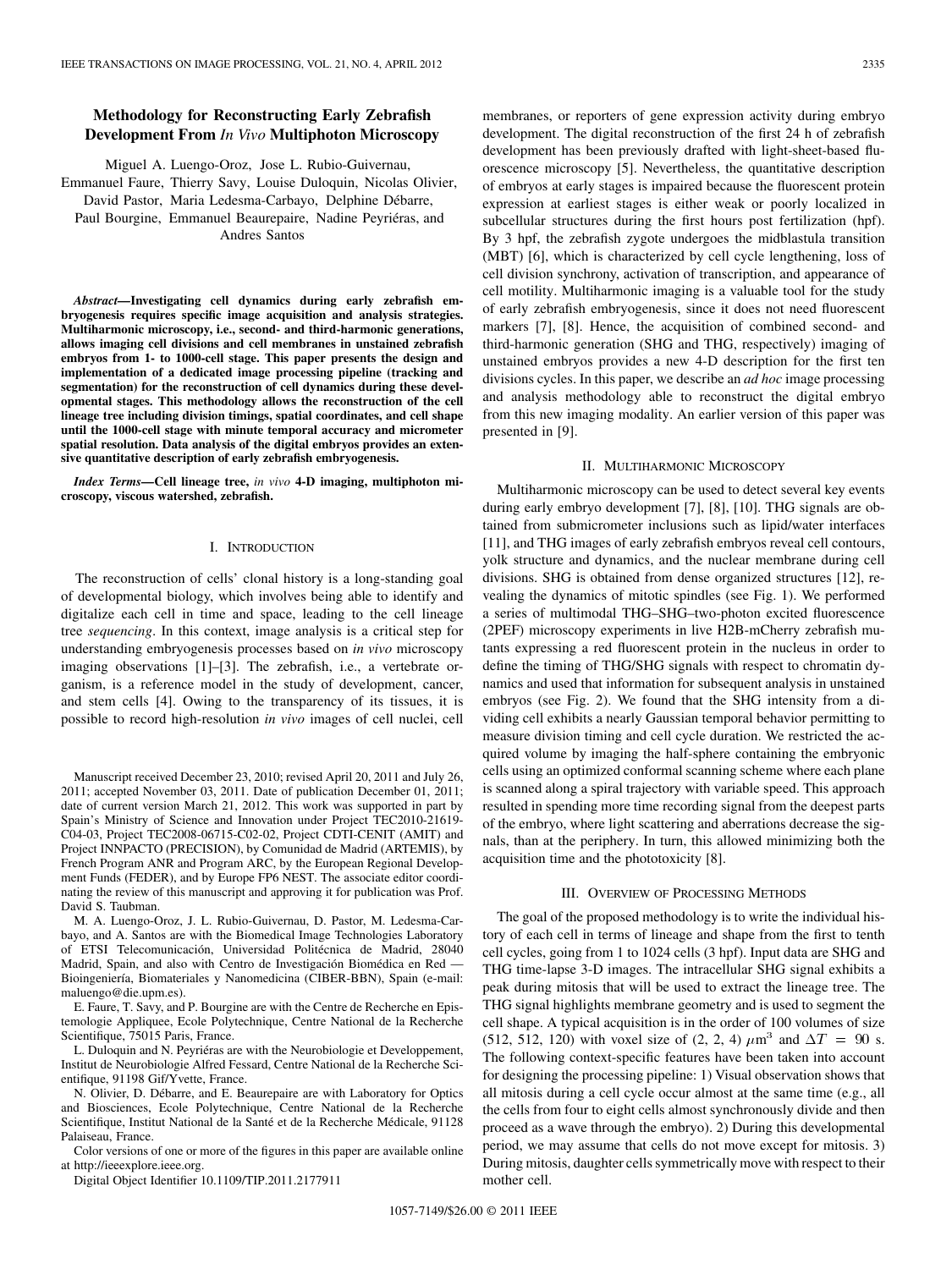# Methodology for Reconstructing Early Zebrafish Development From *In Vivo* Multiphoton Microscopy

Miguel A. Luengo-Oroz, Jose L. Rubio-Guivernau, Emmanuel Faure, Thierry Savy, Louise Duloquin, Nicolas Olivier, David Pastor, Maria Ledesma-Carbayo, Delphine Débarre, Paul Bourgine, Emmanuel Beaurepaire, Nadine Peyriéras, and Andres Santos

***Abstract*—Investigating cell dynamics during early zebrafish embryogenesis requires specific image acquisition and analysis strategies. Multiharmonic microscopy, i.e., second- and third-harmonic generations, allows imaging cell divisions and cell membranes in unstained zebrafish embryos from 1- to 1000-cell stage. This paper presents the design and implementation of a dedicated image processing pipeline (tracking and segmentation) for the reconstruction of cell dynamics during these developmental stages. This methodology allows the reconstruction of the cell lineage tree including division timings, spatial coordinates, and cell shape until the 1000-cell stage with minute temporal accuracy and micrometer spatial resolution. Data analysis of the digital embryos provides an extensive quantitative description of early zebrafish embryogenesis.**

***Index Terms*—Cell lineage tree, *in vivo* 4-D imaging, multiphoton microscopy, viscous watershed, zebrafish.**

## I. Introduction

The reconstruction of cells' clonal history is a long-standing goal of developmental biology, which involves being able to identify and digitalize each cell in time and space, leading to the cell lineage tree *sequencing*. In this context, image analysis is a critical step for understanding embryogenesis processes based on *in vivo* microscopy imaging observations [1]–[3]. The zebrafish, i.e., a vertebrate organism, is a reference model in the study of development, cancer, and stem cells [4]. Owing to the transparency of its tissues, it is possible to record high-resolution *in vivo* images of cell nuclei, cell membranes, or reporters of gene expression activity during embryo development. The digital reconstruction of the first 24 h of zebrafish development has been previously drafted with light-sheet-based fluorescence microscopy [5]. Nevertheless, the quantitative description of embryos at early stages is impaired because the fluorescent protein expression at earliest stages is either weak or poorly localized in subcellular structures during the first hours post fertilization (hpf). By 3 hpf, the zebrafish zygote undergoes the midblastula transition (MBT) [6], which is characterized by cell cycle lengthening, loss of cell division synchrony, activation of transcription, and appearance of cell motility. Multiharmonic imaging is a valuable tool for the study of early zebrafish embryogenesis, since it does not need fluorescent markers [7], [8]. Hence, the acquisition of combined second- and third-harmonic generation (SHG and THG, respectively) imaging of unstained embryos provides a new 4-D description for the first ten divisions cycles. In this paper, we describe an *ad hoc* image processing and analysis methodology able to reconstruct the digital embryo from this new imaging modality. An earlier version of this paper was presented in [9].

Manuscript received December 23, 2010; revised April 20, 2011 and July 26, 2011; accepted November 03, 2011. Date of publication December 01, 2011; date of current version March 21, 2012. This work was supported in part by Spain's Ministry of Science and Innovation under Project TEC2010-21619-C04-03, Project TEC2008-06715-C02-02, Project CDTI-CENIT (AMIT) and Project INNPACTO (PRECISION), by Comunidad de Madrid (ARTEMIS), by French Program ANR and Program ARC, by the European Regional Development Funds (FEDER), and by Europe FP6 NEST. The associate editor coordinating the review of this manuscript and approving it for publication was Prof. David S. Taubman.

M. A. Luengo-Oroz, J. L. Rubio-Guivernau, D. Pastor, M. Ledesma-Carbayo, and A. Santos are with the Biomedical Image Technologies Laboratory of ETSI Telecomunicación, Universidad Politécnica de Madrid, 28040 Madrid, Spain, and also with Centro de Investigación Biomédica en Red — Bioingeniería, Biomateriales y Nanomedicina (CIBER-BBN), Spain (e-mail: maluengo@die.upm.es).

E. Faure, T. Savy, and P. Bourgine are with the Centre de Recherche en Epistemologie Appliquee, Ecole Polytechnique, Centre National de la Recherche Scientifique, 75015 Paris, France.

L. Duloquin and N. Peyriéras are with the Neurobiologie et Developpement, Institut de Neurobiologie Alfred Fessard, Centre National de la Recherche Scientifique, 91198 Gif/Yvette, France.

N. Olivier, D. Débarre, and E. Beaurepaire are with Laboratory for Optics and Biosciences, Ecole Polytechnique, Centre National de la Recherche Scientifique, Institut National de la Santé et de la Recherche Médicale, 91128 Palaiseau, France.

Color versions of one or more of the figures in this paper are available online at http://ieeexplore.ieee.org.

Digital Object Identifier 10.1109/TIP.2011.2177911

## II. Multiharmonic Microscopy

Multiharmonic microscopy can be used to detect several key events during early embryo development [7], [8], [10]. THG signals are obtained from submicrometer inclusions such as lipid/water interfaces [11], and THG images of early zebrafish embryos reveal cell contours, yolk structure and dynamics, and the nuclear membrane during cell divisions. SHG is obtained from dense organized structures [12], revealing the dynamics of mitotic spindles (see Fig. 1). We performed a series of multimodal THG–SHG–two-photon excited fluorescence (2PEF) microscopy experiments in live H2B-mCherry zebrafish mutants expressing a red fluorescent protein in the nucleus in order to define the timing of THG/SHG signals with respect to chromatin dynamics and used that information for subsequent analysis in unstained embryos (see Fig. 2). We found that the SHG intensity from a dividing cell exhibits a nearly Gaussian temporal behavior permitting to measure division timing and cell cycle duration. We restricted the acquired volume by imaging the half-sphere containing the embryonic cells using an optimized conformal scanning scheme where each plane is scanned along a spiral trajectory with variable speed. This approach resulted in spending more time recording signal from the deepest parts of the embryo, where light scattering and aberrations decrease the signals, than at the periphery. In turn, this allowed minimizing both the acquisition time and the phototoxicity [8].

## III. Overview of Processing Methods

The goal of the proposed methodology is to write the individual history of each cell in terms of lineage and shape from the first to tenth cell cycles, going from 1 to 1024 cells (3 hpf). Input data are SHG and THG time-lapse 3-D images. The intracellular SHG signal exhibits a peak during mitosis that will be used to extract the lineage tree. The THG signal highlights membrane geometry and is used to segment the cell shape. A typical acquisition is in the order of 100 volumes of size (512, 512, 120) with voxel size of (2, 2, 4) $\mu\text{m}^3$ and $\Delta T = 90$ s. The following context-specific features have been taken into account for designing the processing pipeline: 1) Visual observation shows that all mitosis during a cell cycle occur almost at the same time (e.g., all the cells from four to eight cells almost synchronously divide and then proceed as a wave through the embryo). 2) During this developmental period, we may assume that cells do not move except for mitosis. 3) During mitosis, daughter cells symmetrically move with respect to their mother cell.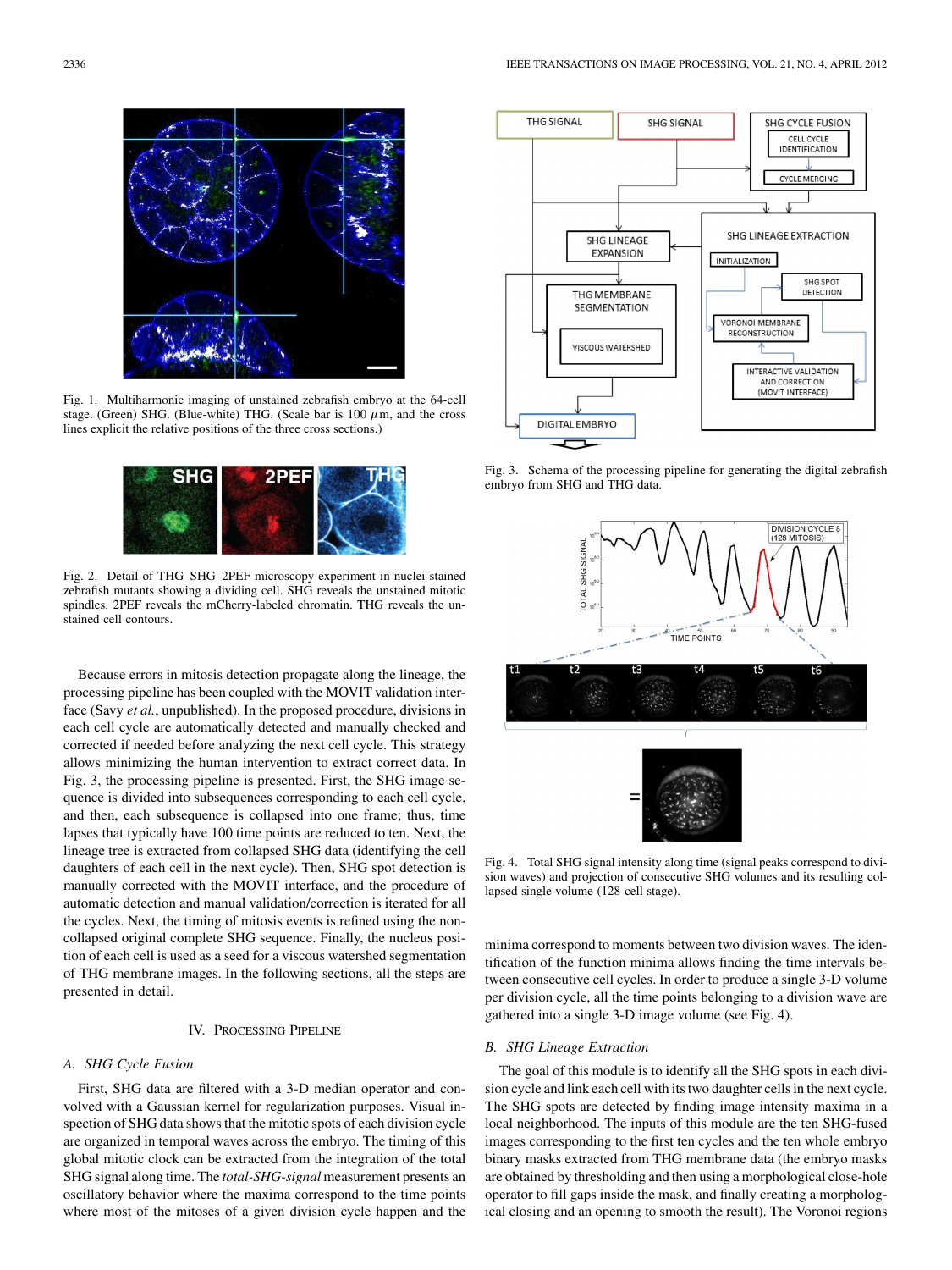Fig. 1. Multiharmonic imaging of unstained zebrafish embryo at the 64-cell stage. (Green) SHG. (Blue-white) THG. (Scale bar is 100 $\mu$m, and the cross lines explicit the relative positions of the three cross sections.)

Fig. 2. Detail of THG–SHG–2PEF microscopy experiment in nuclei-stained zebrafish mutants showing a dividing cell. SHG reveals the unstained mitotic spindles. 2PEF reveals the mCherry-labeled chromatin. THG reveals the unstained cell contours.

Because errors in mitosis detection propagate along the lineage, the processing pipeline has been coupled with the MOVIT validation interface (Savy *et al.*, unpublished). In the proposed procedure, divisions in each cell cycle are automatically detected and manually checked and corrected if needed before analyzing the next cell cycle. This strategy allows minimizing the human intervention to extract correct data. In Fig. 3, the processing pipeline is presented. First, the SHG image sequence is divided into subsequences corresponding to each cell cycle, and then, each subsequence is collapsed into one frame; thus, time lapses that typically have 100 time points are reduced to ten. Next, the lineage tree is extracted from collapsed SHG data (identifying the cell daughters of each cell in the next cycle). Then, SHG spot detection is manually corrected with the MOVIT interface, and the procedure of automatic detection and manual validation/correction is iterated for all the cycles. Next, the timing of mitosis events is refined using the noncollapsed original complete SHG sequence. Finally, the nucleus position of each cell is used as a seed for a viscous watershed segmentation of THG membrane images. In the following sections, all the steps are presented in detail.

Fig. 3. Schema of the processing pipeline for generating the digital zebrafish embryo from SHG and THG data.

Fig. 4. Total SHG signal intensity along time (signal peaks correspond to division waves) and projection of consecutive SHG volumes and its resulting collapsed single volume (128-cell stage).

## IV. Processing Pipeline

### A. SHG Cycle Fusion

First, SHG data are filtered with a 3-D median operator and convolved with a Gaussian kernel for regularization purposes. Visual inspection of SHG data shows that the mitotic spots of each division cycle are organized in temporal waves across the embryo. The timing of this global mitotic clock can be extracted from the integration of the total SHG signal along time. The *total-SHG-signal* measurement presents an oscillatory behavior where the maxima correspond to the time points where most of the mitoses of a given division cycle happen and the minima correspond to moments between two division waves. The identification of the function minima allows finding the time intervals between consecutive cell cycles. In order to produce a single 3-D volume per division cycle, all the time points belonging to a division wave are gathered into a single 3-D image volume (see Fig. 4).

### B. SHG Lineage Extraction

The goal of this module is to identify all the SHG spots in each division cycle and link each cell with its two daughter cells in the next cycle. The SHG spots are detected by finding image intensity maxima in a local neighborhood. The inputs of this module are the ten SHG-fused images corresponding to the first ten cycles and the ten whole embryo binary masks extracted from THG membrane data (the embryo masks are obtained by thresholding and then using a morphological close-hole operator to fill gaps inside the mask, and finally creating a morphological closing and an opening to smooth the result). The Voronoi regions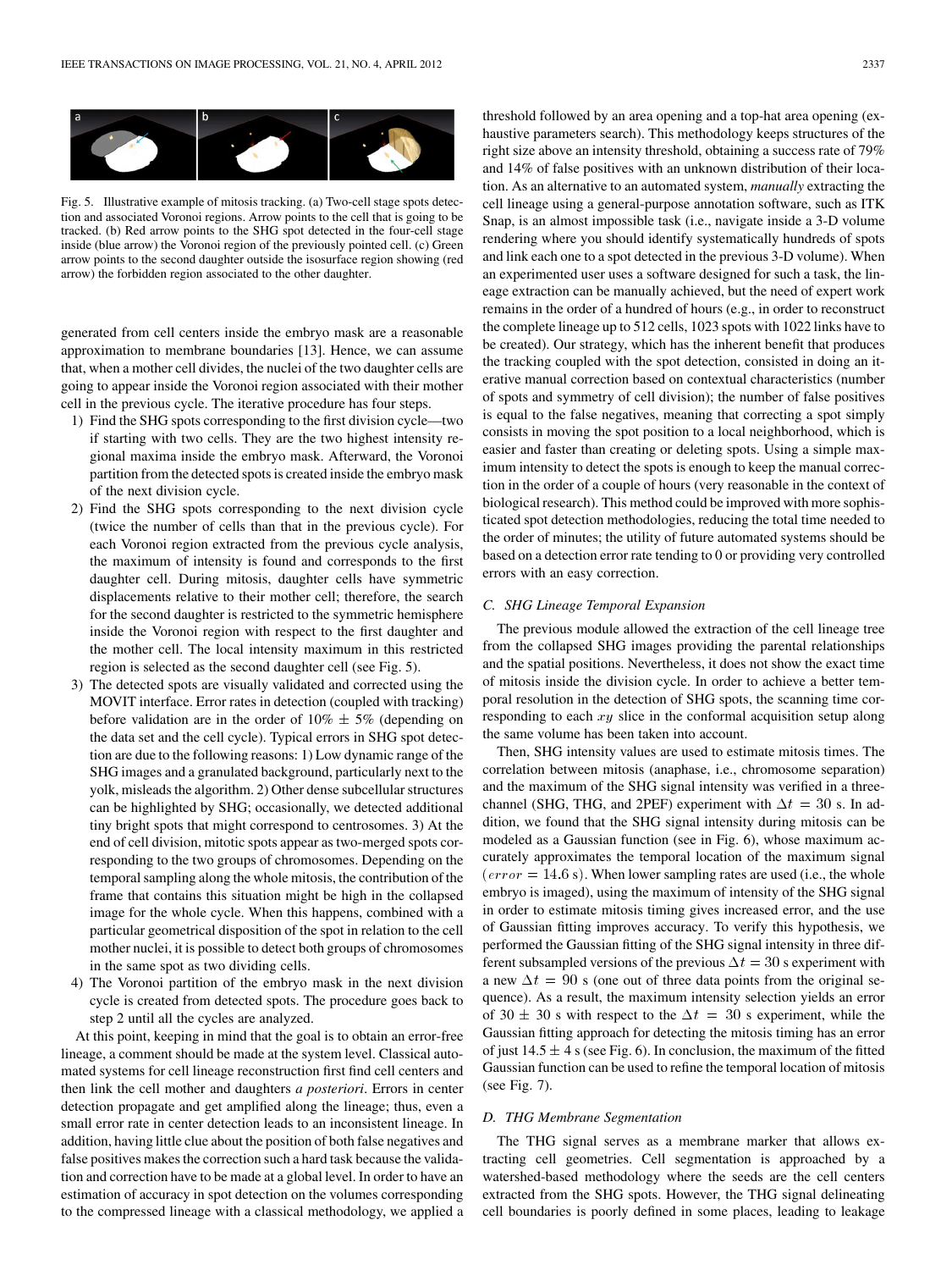Fig. 5. Illustrative example of mitosis tracking. (a) Two-cell stage spots detection and associated Voronoi regions. Arrow points to the cell that is going to be tracked. (b) Red arrow points to the SHG spot detected in the four-cell stage inside (blue arrow) the Voronoi region of the previously pointed cell. (c) Green arrow points to the second daughter outside the isosurface region showing (red arrow) the forbidden region associated to the other daughter.

generated from cell centers inside the embryo mask are a reasonable approximation to membrane boundaries [13]. Hence, we can assume that, when a mother cell divides, the nuclei of the two daughter cells are going to appear inside the Voronoi region associated with their mother cell in the previous cycle. The iterative procedure has four steps.

1) Find the SHG spots corresponding to the first division cycle—two if starting with two cells. They are the two highest intensity regional maxima inside the embryo mask. Afterward, the Voronoi partition from the detected spots is created inside the embryo mask of the next division cycle.
2) Find the SHG spots corresponding to the next division cycle (twice the number of cells than that in the previous cycle). For each Voronoi region extracted from the previous cycle analysis, the maximum of intensity is found and corresponds to the first daughter cell. During mitosis, daughter cells have symmetric displacements relative to their mother cell; therefore, the search for the second daughter is restricted to the symmetric hemisphere inside the Voronoi region with respect to the first daughter and the mother cell. The local intensity maximum in this restricted region is selected as the second daughter cell (see Fig. 5).
3) The detected spots are visually validated and corrected using the MOVIT interface. Error rates in detection (coupled with tracking) before validation are in the order of 10% $\pm$ 5% (depending on the data set and the cell cycle). Typical errors in SHG spot detection are due to the following reasons: 1) Low dynamic range of the SHG images and a granulated background, particularly next to the yolk, misleads the algorithm. 2) Other dense subcellular structures can be highlighted by SHG; occasionally, we detected additional tiny bright spots that might correspond to centrosomes. 3) At the end of cell division, mitotic spots appear as two-merged spots corresponding to the two groups of chromosomes. Depending on the temporal sampling along the whole mitosis, the contribution of the frame that contains this situation might be high in the collapsed image for the whole cycle. When this happens, combined with a particular geometrical disposition of the spot in relation to the cell mother nuclei, it is possible to detect both groups of chromosomes in the same spot as two dividing cells.
4) The Voronoi partition of the embryo mask in the next division cycle is created from detected spots. The procedure goes back to step 2 until all the cycles are analyzed.

At this point, keeping in mind that the goal is to obtain an error-free lineage, a comment should be made at the system level. Classical automated systems for cell lineage reconstruction first find cell centers and then link the cell mother and daughters *a posteriori*. Errors in center detection propagate and get amplified along the lineage; thus, even a small error rate in center detection leads to an inconsistent lineage. In addition, having little clue about the position of both false negatives and false positives makes the correction such a hard task because the validation and correction have to be made at a global level. In order to have an estimation of accuracy in spot detection on the volumes corresponding to the compressed lineage with a classical methodology, we applied a threshold followed by an area opening and a top-hat area opening (exhaustive parameters search). This methodology keeps structures of the right size above an intensity threshold, obtaining a success rate of 79% and 14% of false positives with an unknown distribution of their location. As an alternative to an automated system, *manually* extracting the cell lineage using a general-purpose annotation software, such as ITK Snap, is an almost impossible task (i.e., navigate inside a 3-D volume rendering where you should identify systematically hundreds of spots and link each one to a spot detected in the previous 3-D volume). When an experimented user uses a software designed for such a task, the lineage extraction can be manually achieved, but the need of expert work remains in the order of a hundred of hours (e.g., in order to reconstruct the complete lineage up to 512 cells, 1023 spots with 1022 links have to be created). Our strategy, which has the inherent benefit that produces the tracking coupled with the spot detection, consisted in doing an iterative manual correction based on contextual characteristics (number of spots and symmetry of cell division); the number of false positives is equal to the false negatives, meaning that correcting a spot simply consists in moving the spot position to a local neighborhood, which is easier and faster than creating or deleting spots. Using a simple maximum intensity to detect the spots is enough to keep the manual correction in the order of a couple of hours (very reasonable in the context of biological research). This method could be improved with more sophisticated spot detection methodologies, reducing the total time needed to the order of minutes; the utility of future automated systems should be based on a detection error rate tending to 0 or providing very controlled errors with an easy correction.

### C. SHG Lineage Temporal Expansion

The previous module allowed the extraction of the cell lineage tree from the collapsed SHG images providing the parental relationships and the spatial positions. Nevertheless, it does not show the exact time of mitosis inside the division cycle. In order to achieve a better temporal resolution in the detection of SHG spots, the scanning time corresponding to each $xy$ slice in the conformal acquisition setup along the same volume has been taken into account.

Then, SHG intensity values are used to estimate mitosis times. The correlation between mitosis (anaphase, i.e., chromosome separation) and the maximum of the SHG signal intensity was verified in a three-channel (SHG, THG, and 2PEF) experiment with $\Delta t = 30$ s. In addition, we found that the SHG signal intensity during mitosis can be modeled as a Gaussian function (see in Fig. 6), whose maximum accurately approximates the temporal location of the maximum signal $(error = 14.6 \text{ s})$. When lower sampling rates are used (i.e., the whole embryo is imaged), using the maximum of intensity of the SHG signal in order to estimate mitosis timing gives increased error, and the use of Gaussian fitting improves accuracy. To verify this hypothesis, we performed the Gaussian fitting of the SHG signal intensity in three different subsampled versions of the previous $\Delta t = 30$ s experiment with a new $\Delta t = 90$ s (one out of three data points from the original sequence). As a result, the maximum intensity selection yields an error of 30 $\pm$ 30 s with respect to the $\Delta t = 30$ s experiment, while the Gaussian fitting approach for detecting the mitosis timing has an error of just 14.5 $\pm$ 4 s (see Fig. 6). In conclusion, the maximum of the fitted Gaussian function can be used to refine the temporal location of mitosis (see Fig. 7).

### D. THG Membrane Segmentation

The THG signal serves as a membrane marker that allows extracting cell geometries. Cell segmentation is approached by a watershed-based methodology where the seeds are the cell centers extracted from the SHG spots. However, the THG signal delineating cell boundaries is poorly defined in some places, leading to leakage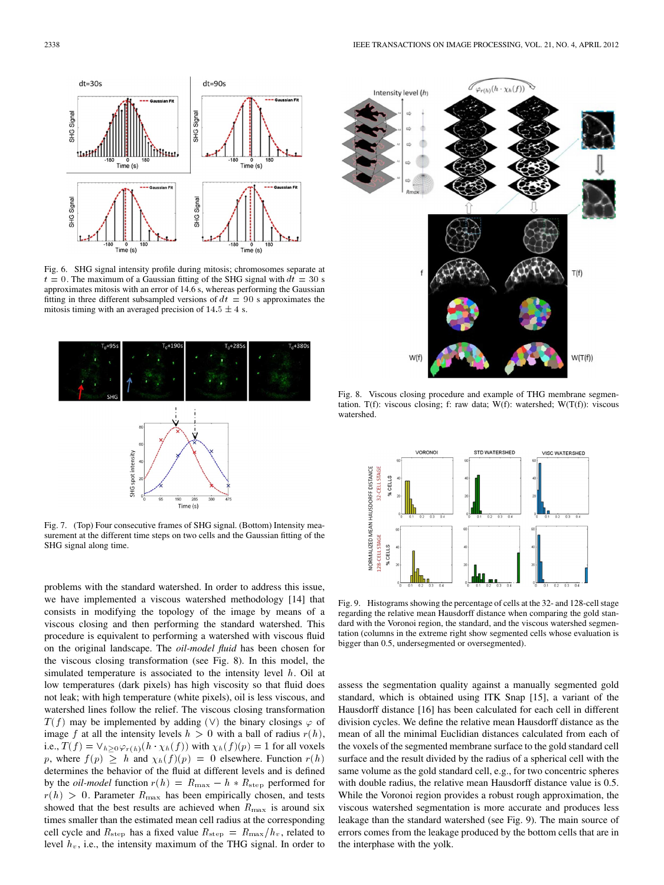Fig. 6. SHG signal intensity profile during mitosis; chromosomes separate at $t = 0$. The maximum of a Gaussian fitting of the SHG signal with $dt = 30$ s approximates mitosis with an error of 14.6 s, whereas performing the Gaussian fitting in three different subsampled versions of $dt = 90$ s approximates the mitosis timing with an averaged precision of $14.5 \pm 4$ s.

Fig. 7. (Top) Four consecutive frames of SHG signal. (Bottom) Intensity measurement at the different time steps on two cells and the Gaussian fitting of the SHG signal along time.

problems with the standard watershed. In order to address this issue, we have implemented a viscous watershed methodology [14] that consists in modifying the topology of the image by means of a viscous closing and then performing the standard watershed. This procedure is equivalent to performing a watershed with viscous fluid on the original landscape. The *oil-model fluid* has been chosen for the viscous closing transformation (see Fig. 8). In this model, the simulated temperature is associated to the intensity level $h$. Oil at low temperatures (dark pixels) has high viscosity so that fluid does not leak; with high temperature (white pixels), oil is less viscous, and watershed lines follow the relief. The viscous closing transformation $T(f)$ may be implemented by adding ($\vee$) the binary closings $\varphi$ of image $f$ at all the intensity levels $h > 0$ with a ball of radius $r(h)$, i.e., $T(f) = \vee_{h \geq 0} \varphi_{r(h)}(h \cdot \chi_h(f))$ with $\chi_h(f)(p) = 1$ for all voxels $p$, where $f(p) \geq h$ and $\chi_h(f)(p) = 0$ elsewhere. Function $r(h)$ determines the behavior of the fluid at different levels and is defined by the *oil-model* function $r(h) = R_{\max} - h * R_{\text{step}}$ performed for $r(h) > 0$. Parameter $R_{\max}$ has been empirically chosen, and tests showed that the best results are achieved when $R_{\max}$ is around six times smaller than the estimated mean cell radius at the corresponding cell cycle and $R_{\text{step}}$ has a fixed value $R_{\text{step}} = R_{\max}/h_v$, related to level $h_v$, i.e., the intensity maximum of the THG signal. In order to assess the segmentation quality against a manually segmented gold standard, which is obtained using ITK Snap [15], a variant of the Hausdorff distance [16] has been calculated for each cell in different division cycles. We define the relative mean Hausdorff distance as the mean of all the minimal Euclidian distances calculated from each of the voxels of the segmented membrane surface to the gold standard cell surface and the result divided by the radius of a spherical cell with the same volume as the gold standard cell, e.g., for two concentric spheres with double radius, the relative mean Hausdorff distance value is 0.5. While the Voronoi region provides a robust rough approximation, the viscous watershed segmentation is more accurate and produces less leakage than the standard watershed (see Fig. 9). The main source of errors comes from the leakage produced by the bottom cells that are in the interphase with the yolk.

Fig. 8. Viscous closing procedure and example of THG membrane segmentation. T(f): viscous closing; f: raw data; W(f): watershed; W(T(f)): viscous watershed.

Fig. 9. Histograms showing the percentage of cells at the 32- and 128-cell stage regarding the relative mean Hausdorff distance when comparing the gold standard with the Voronoi region, the standard, and the viscous watershed segmentation (columns in the extreme right show segmented cells whose evaluation is bigger than 0.5, undersegmented or oversegmented).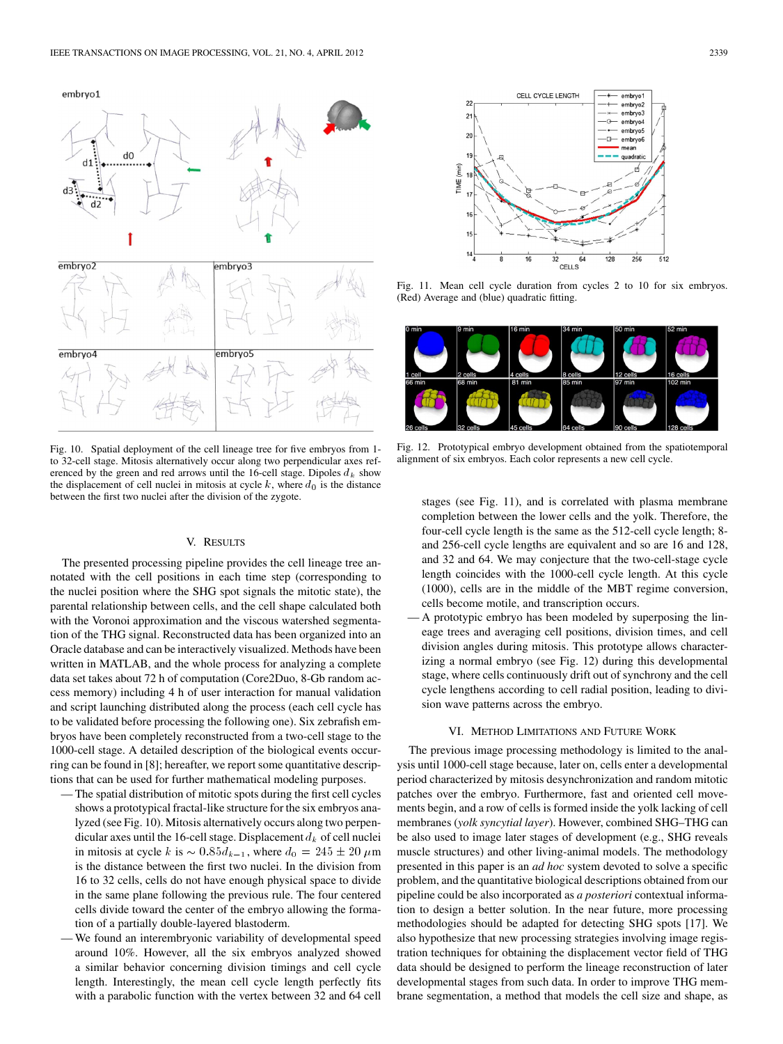Fig. 10. Spatial deployment of the cell lineage tree for five embryos from 1- to 32-cell stage. Mitosis alternatively occur along two perpendicular axes referenced by the green and red arrows until the 16-cell stage. Dipoles $d_k$ show the displacement of cell nuclei in mitosis at cycle $k$, where $d_0$ is the distance between the first two nuclei after the division of the zygote.

Fig. 11. Mean cell cycle duration from cycles 2 to 10 for six embryos. (Red) Average and (blue) quadratic fitting.

Fig. 12. Prototypical embryo development obtained from the spatiotemporal alignment of six embryos. Each color represents a new cell cycle.

## V. RESULTS

The presented processing pipeline provides the cell lineage tree annotated with the cell positions in each time step (corresponding to the nuclei position where the SHG spot signals the mitotic state), the parental relationship between cells, and the cell shape calculated both with the Voronoi approximation and the viscous watershed segmentation of the THG signal. Reconstructed data has been organized into an Oracle database and can be interactively visualized. Methods have been written in MATLAB, and the whole process for analyzing a complete data set takes about 72 h of computation (Core2Duo, 8-Gb random access memory) including 4 h of user interaction for manual validation and script launching distributed along the process (each cell cycle has to be validated before processing the following one). Six zebrafish embryos have been completely reconstructed from a two-cell stage to the 1000-cell stage. A detailed description of the biological events occurring can be found in [8]; hereafter, we report some quantitative descriptions that can be used for further mathematical modeling purposes.

- The spatial distribution of mitotic spots during the first cell cycles shows a prototypical fractal-like structure for the six embryos analyzed (see Fig. 10). Mitosis alternatively occurs along two perpendicular axes until the 16-cell stage. Displacement $d_k$ of cell nuclei in mitosis at cycle $k$ is $\sim 0.85 d_{k-1}$, where $d_0 = 245 \pm 20\ \mu$m is the distance between the first two nuclei. In the division from 16 to 32 cells, cells do not have enough physical space to divide in the same plane following the previous rule. The four centered cells divide toward the center of the embryo allowing the formation of a partially double-layered blastoderm.
- We found an interembryonic variability of developmental speed around 10%. However, all the six embryos analyzed showed a similar behavior concerning division timings and cell cycle length. Interestingly, the mean cell cycle length perfectly fits with a parabolic function with the vertex between 32 and 64 cell stages (see Fig. 11), and is correlated with plasma membrane completion between the lower cells and the yolk. Therefore, the four-cell cycle length is the same as the 512-cell cycle length; 8- and 256-cell cycle lengths are equivalent and so are 16 and 128, and 32 and 64. We may conjecture that the two-cell-stage cycle length coincides with the 1000-cell cycle length. At this cycle (1000), cells are in the middle of the MBT regime conversion, cells become motile, and transcription occurs.
- A prototypic embryo has been modeled by superposing the lineage trees and averaging cell positions, division times, and cell division angles during mitosis. This prototype allows characterizing a normal embryo (see Fig. 12) during this developmental stage, where cells continuously drift out of synchrony and the cell cycle lengthens according to cell radial position, leading to division wave patterns across the embryo.

## VI. METHOD LIMITATIONS AND FUTURE WORK

The previous image processing methodology is limited to the analysis until 1000-cell stage because, later on, cells enter a developmental period characterized by mitosis desynchronization and random mitotic patches over the embryo. Furthermore, fast and oriented cell movements begin, and a row of cells is formed inside the yolk lacking of cell membranes (*yolk syncytial layer*). However, combined SHG–THG can be also used to image later stages of development (e.g., SHG reveals muscle structures) and other living-animal models. The methodology presented in this paper is an *ad hoc* system devoted to solve a specific problem, and the quantitative biological descriptions obtained from our pipeline could be also incorporated as *a posteriori* contextual information to design a better solution. In the near future, more processing methodologies should be adapted for detecting SHG spots [17]. We also hypothesize that new processing strategies involving image registration techniques for obtaining the displacement vector field of THG data should be designed to perform the lineage reconstruction of later developmental stages from such data. In order to improve THG membrane segmentation, a method that models the cell size and shape, as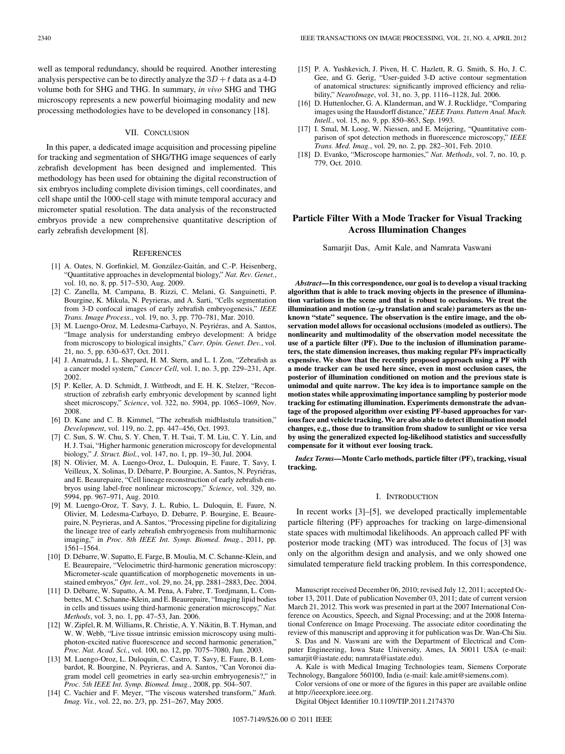well as temporal redundancy, should be required. Another interesting analysis perspective can be to directly analyze the $3D + t$ data as a 4-D volume both for SHG and THG. In summary, *in vivo* SHG and THG microscopy represents a new powerful bioimaging modality and new processing methodologies have to be developed in consonancy [18].

## VII. Conclusion

In this paper, a dedicated image acquisition and processing pipeline for tracking and segmentation of SHG/THG image sequences of early zebrafish development has been designed and implemented. This methodology has been used for obtaining the digital reconstruction of six embryos including complete division timings, cell coordinates, and cell shape until the 1000-cell stage with minute temporal accuracy and micrometer spatial resolution. The data analysis of the reconstructed embryos provide a new comprehensive quantitative description of early zebrafish development [8].

## References

[1] A. Oates, N. Gorfinkiel, M. González-Gaitán, and C.-P. Heisenberg, "Quantitative approaches in developmental biology," *Nat. Rev. Genet.*, vol. 10, no. 8, pp. 517–530, Aug. 2009.

[2] C. Zanella, M. Campana, B. Rizzi, C. Melani, G. Sanguinetti, P. Bourgine, K. Mikula, N. Peyrieras, and A. Sarti, "Cells segmentation from 3-D confocal images of early zebrafish embryogenesis," *IEEE Trans. Image Process.*, vol. 19, no. 3, pp. 770–781, Mar. 2010.

[3] M. Luengo-Oroz, M. Ledesma-Carbayo, N. Peyriéras, and A. Santos, "Image analysis for understanding embryo development: A bridge from microscopy to biological insights," *Curr. Opin. Genet. Dev.*, vol. 21, no. 5, pp. 630–637, Oct. 2011.

[4] J. Amatruda, J. L. Shepard, H. M. Stern, and L. I. Zon, "Zebrafish as a cancer model system," *Cancer Cell*, vol. 1, no. 3, pp. 229–231, Apr. 2002.

[5] P. Keller, A. D. Schmidt, J. Wittbrodt, and E. H. K. Stelzer, "Reconstruction of zebrafish early embryonic development by scanned light sheet microscopy," *Science*, vol. 322, no. 5904, pp. 1065–1069, Nov. 2008.

[6] D. Kane and C. B. Kimmel, "The zebrafish midblastula transition," *Development*, vol. 119, no. 2, pp. 447–456, Oct. 1993.

[7] C. Sun, S. W. Chu, S. Y. Chen, T. H. Tsai, T. M. Liu, C. Y. Lin, and H. J. Tsai, "Higher harmonic generation microscopy for developmental biology," *J. Struct. Biol.*, vol. 147, no. 1, pp. 19–30, Jul. 2004.

[8] N. Olivier, M. A. Luengo-Oroz, L. Duloquin, E. Faure, T. Savy, I. Veilleux, X. Solinas, D. Débarre, P. Bourgine, A. Santos, N. Peyriéras, and E. Beaurepaire, "Cell lineage reconstruction of early zebrafish embryos using label-free nonlinear microscopy," *Science*, vol. 329, no. 5994, pp. 967–971, Aug. 2010.

[9] M. Luengo-Oroz, T. Savy, J. L. Rubio, L. Duloquin, E. Faure, N. Olivier, M. Ledesma-Carbayo, D. Debarre, P. Bourgine, E. Beaurepaire, N. Peyrieras, and A. Santos, "Processing pipeline for digitalizing the lineage tree of early zebrafish embryogenesis from multiharmonic imaging," in *Proc. 8th IEEE Int. Symp. Biomed. Imag.*, 2011, pp. 1561–1564.

[10] D. Débarre, W. Supatto, E. Farge, B. Moulia, M. C. Schanne-Klein, and E. Beaurepaire, "Velocimetric third-harmonic generation microscopy: Micrometer-scale quantification of morphogenetic movements in unstained embryos," *Opt. lett.*, vol. 29, no. 24, pp. 2881–2883, Dec. 2004.

[11] D. Débarre, W. Supatto, A. M. Pena, A. Fabre, T. Tordjmann, L. Combettes, M. C. Schanne-Klein, and E. Beaurepaire, "Imaging lipid bodies in cells and tissues using third-harmonic generation microscopy," *Nat. Methods*, vol. 3, no. 1, pp. 47–53, Jan. 2006.

[12] W. Zipfel, R. M. Williams, R. Christie, A. Y. Nikitin, B. T. Hyman, and W. W. Webb, "Live tissue intrinsic emission microscopy using multiphoton-excited native fluorescence and second harmonic generation," *Proc. Nat. Acad. Sci.*, vol. 100, no. 12, pp. 7075–7080, Jun. 2003.

[13] M. Luengo-Oroz, L. Duloquin, C. Castro, T. Savy, E. Faure, B. Lombardot, R. Bourgine, N. Peyrieras, and A. Santos, "Can Voronoi diagram model cell geometries in early sea-urchin embryogenesis?," in *Proc. 5th IEEE Int. Symp. Biomed. Imag.*, 2008, pp. 504–507.

[14] C. Vachier and F. Meyer, "The viscous watershed transform," *Math. Imag. Vis.*, vol. 22, no. 2/3, pp. 251–267, May 2005.

[15] P. A. Yushkevich, J. Piven, H. C. Hazlett, R. G. Smith, S. Ho, J. C. Gee, and G. Gerig, "User-guided 3-D active contour segmentation of anatomical structures: significantly improved efficiency and reliability," *NeuroImage*, vol. 31, no. 3, pp. 1116–1128, Jul. 2006.

[16] D. Huttenlocher, G. A. Klanderman, and W. J. Rucklidge, "Comparing images using the Hausdorff distance," *IEEE Trans. Pattern Anal. Mach. Intell.*, vol. 15, no. 9, pp. 850–863, Sep. 1993.

[17] I. Smal, M. Loog, W. Niessen, and E. Meijering, "Quantitative comparison of spot detection methods in fluorescence microscopy," *IEEE Trans. Med. Imag.*, vol. 29, no. 2, pp. 282–301, Feb. 2010.

[18] D. Evanko, "Microscope harmonies," *Nat. Methods*, vol. 7, no. 10, p. 779, Oct. 2010.

# Particle Filter With a Mode Tracker for Visual Tracking Across Illumination Changes

Samarjit Das, Amit Kale, and Namrata Vaswani

***Abstract*—In this correspondence, our goal is to develop a visual tracking algorithm that is able to track moving objects in the presence of illumination variations in the scene and that is robust to occlusions. We treat the illumination and motion ($x$-$y$ translation and scale) parameters as the unknown "state" sequence. The observation is the entire image, and the observation model allows for occasional occlusions (modeled as outliers). The nonlinearity and multimodality of the observation model necessitate the use of a particle filter (PF). Due to the inclusion of illumination parameters, the state dimension increases, thus making regular PFs impractically expensive. We show that the recently proposed approach using a PF with a mode tracker can be used here since, even in most occlusion cases, the posterior of illumination conditioned on motion and the previous state is unimodal and quite narrow. The key idea is to importance sample on the motion states while approximating importance sampling by posterior mode tracking for estimating illumination. Experiments demonstrate the advantage of the proposed algorithm over existing PF-based approaches for various face and vehicle tracking. We are also able to detect illumination model changes, e.g., those due to transition from shadow to sunlight or vice versa by using the generalized expected log-likelihood statistics and successfully compensate for it without ever loosing track.**

***Index Terms*—Monte Carlo methods, particle filter (PF), tracking, visual tracking.**

## I. Introduction

In recent works [3]–[5], we developed practically implementable particle filtering (PF) approaches for tracking on large-dimensional state spaces with multimodal likelihoods. An approach called PF with posterior mode tracking (MT) was introduced. The focus of [3] was only on the algorithm design and analysis, and we only showed one simulated temperature field tracking problem. In this correspondence,

Manuscript received December 06, 2010; revised July 12, 2011; accepted October 13, 2011. Date of publication November 03, 2011; date of current version March 21, 2012. This work was presented in part at the 2007 International Conference on Acoustics, Speech, and Signal Processing; and at the 2008 International Conference on Image Processing. The associate editor coordinating the review of this manuscript and approving it for publication was Dr. Wan-Chi Siu.

S. Das and N. Vaswani are with the Department of Electrical and Computer Engineering, Iowa State University, Ames, IA 50011 USA (e-mail: samarjit@iastate.edu; namrata@iastate.edu).

A. Kale is with Medical Imaging Technologies team, Siemens Corporate Technology, Bangalore 560100, India (e-mail: kale.amit@siemens.com).

Color versions of one or more of the figures in this paper are available online at http://ieeexplore.ieee.org.

Digital Object Identifier 10.1109/TIP.2011.2174370

1057-7149/$26.00 © 2011 IEEE